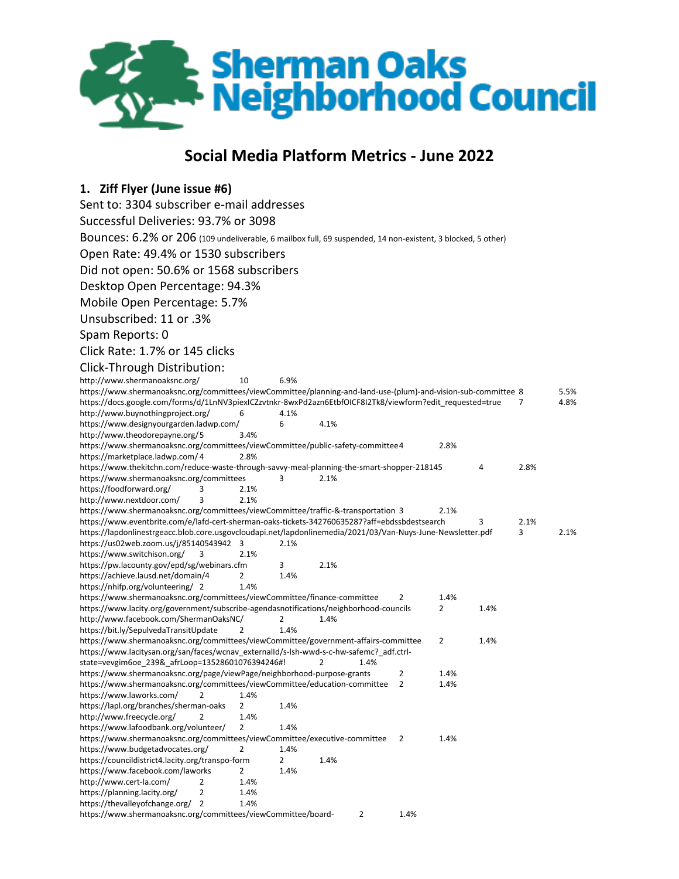Sherman Oaks Neighborhood Council

# Social Media Platform Metrics - June 2022

## 1. Ziff Flyer (June issue #6)

Sent to: 3304 subscriber e-mail addresses

Successful Deliveries: 93.7% or 3098

Bounces: 6.2% or 206 (109 undeliverable, 6 mailbox full, 69 suspended, 14 non-existent, 3 blocked, 5 other)

Open Rate: 49.4% or 1530 subscribers

Did not open: 50.6% or 1568 subscribers

Desktop Open Percentage: 94.3%

Mobile Open Percentage: 5.7%

Unsubscribed: 11 or .3%

Spam Reports: 0

Click Rate: 1.7% or 145 clicks

Click-Through Distribution:

| URL | Clicks | % |
|---|---|---|
| http://www.shermanoaksnc.org/ | 10 | 6.9% |
| https://www.shermanoaksnc.org/committees/viewCommittee/planning-and-land-use-(plum)-and-vision-sub-committee | 8 | 5.5% |
| https://docs.google.com/forms/d/1LnNV3piexICZzvtnkr-8wxPd2azn6EtbfOICF8I2Tk8/viewform?edit_requested=true | 7 | 4.8% |
| http://www.buynothingproject.org/ | 6 | 4.1% |
| https://www.designyourgarden.ladwp.com/ | 6 | 4.1% |
| http://www.theodorepayne.org/ | 5 | 3.4% |
| https://www.shermanoaksnc.org/committees/viewCommittee/public-safety-committee | 4 | 2.8% |
| https://marketplace.ladwp.com/ | 4 | 2.8% |
| https://www.thekitchn.com/reduce-waste-through-savvy-meal-planning-the-smart-shopper-218145 | 4 | 2.8% |
| https://www.shermanoaksnc.org/committees | 3 | 2.1% |
| https://foodforward.org/ | 3 | 2.1% |
| http://www.nextdoor.com/ | 3 | 2.1% |
| https://www.shermanoaksnc.org/committees/viewCommittee/traffic-&-transportation | 3 | 2.1% |
| https://www.eventbrite.com/e/lafd-cert-sherman-oaks-tickets-342760635287?aff=ebdssbdestsearch | 3 | 2.1% |
| https://lapdonlinestrgeacc.blob.core.usgovcloudapi.net/lapdonlinemedia/2021/03/Van-Nuys-June-Newsletter.pdf | 3 | 2.1% |
| https://us02web.zoom.us/j/85140543942 | 3 | 2.1% |
| https://www.switchison.org/ | 3 | 2.1% |
| https://pw.lacounty.gov/epd/sg/webinars.cfm | 3 | 2.1% |
| https://achieve.lausd.net/domain/4 | 2 | 1.4% |
| https://nhifp.org/volunteering/ | 2 | 1.4% |
| https://www.shermanoaksnc.org/committees/viewCommittee/finance-committee | 2 | 1.4% |
| https://www.lacity.org/government/subscribe-agendasnotifications/neighborhood-councils | 2 | 1.4% |
| http://www.facebook.com/ShermanOaksNC/ | 2 | 1.4% |
| https://bit.ly/SepulvedaTransitUpdate | 2 | 1.4% |
| https://www.shermanoaksnc.org/committees/viewCommittee/government-affairs-committee | 2 | 1.4% |
| https://www.lacitysan.org/san/faces/wcnav_externalId/s-lsh-wwd-s-c-hw-safemc?_adf.ctrl-state=vevgim6oe_239&_afrLoop=13528601076394246#! | 2 | 1.4% |
| https://www.shermanoaksnc.org/page/viewPage/neighborhood-purpose-grants | 2 | 1.4% |
| https://www.shermanoaksnc.org/committees/viewCommittee/education-committee | 2 | 1.4% |
| https://www.laworks.com/ | 2 | 1.4% |
| https://lapl.org/branches/sherman-oaks | 2 | 1.4% |
| http://www.freecycle.org/ | 2 | 1.4% |
| https://www.lafoodbank.org/volunteer/ | 2 | 1.4% |
| https://www.shermanoaksnc.org/committees/viewCommittee/executive-committee | 2 | 1.4% |
| https://www.budgetadvocates.org/ | 2 | 1.4% |
| https://councildistrict4.lacity.org/transpo-form | 2 | 1.4% |
| https://www.facebook.com/laworks | 2 | 1.4% |
| http://www.cert-la.com/ | 2 | 1.4% |
| https://planning.lacity.org/ | 2 | 1.4% |
| https://thevalleyofchange.org/ | 2 | 1.4% |
| https://www.shermanoaksnc.org/committees/viewCommittee/board- | 2 | 1.4% |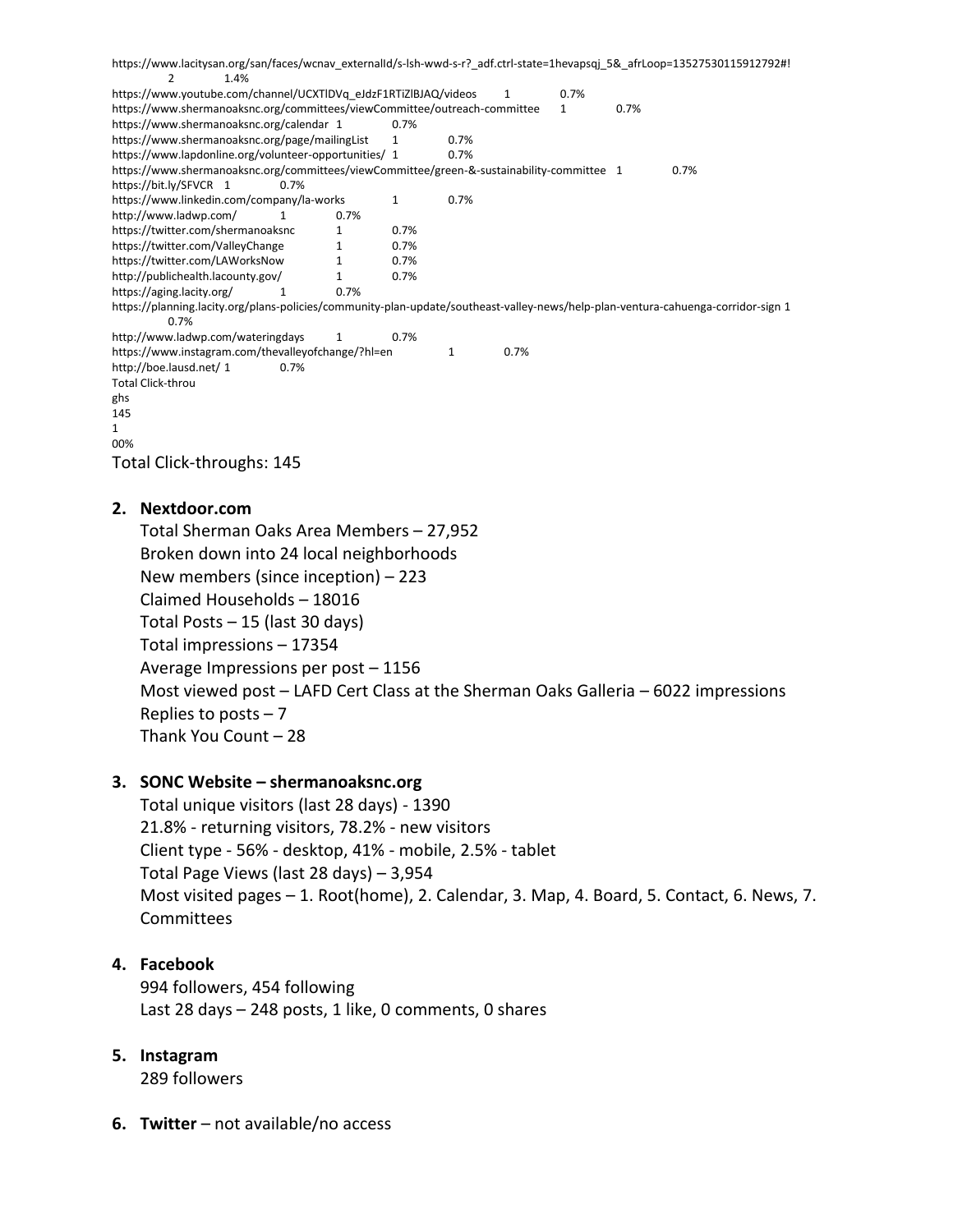| | | |
|---|---|---|
| https://www.lacitysan.org/san/faces/wcnav_externalId/s-lsh-wwd-s-r?_adf.ctrl-state=1hevapsqj_5&_afrLoop=13527530115912792#! | 2 | 1.4% |
| https://www.youtube.com/channel/UCXTlDVq_eJdzF1RTiZlBJAQ/videos | 1 | 0.7% |
| https://www.shermanoaksnc.org/committees/viewCommittee/outreach-committee | 1 | 0.7% |
| https://www.shermanoaksnc.org/calendar | 1 | 0.7% |
| https://www.shermanoaksnc.org/page/mailingList | 1 | 0.7% |
| https://www.lapdonline.org/volunteer-opportunities/ | 1 | 0.7% |
| https://www.shermanoaksnc.org/committees/viewCommittee/green-&-sustainability-committee | 1 | 0.7% |
| https://bit.ly/SFVCR | 1 | 0.7% |
| https://www.linkedin.com/company/la-works | 1 | 0.7% |
| http://www.ladwp.com/ | 1 | 0.7% |
| https://twitter.com/shermanoaksnc | 1 | 0.7% |
| https://twitter.com/ValleyChange | 1 | 0.7% |
| https://twitter.com/LAWorksNow | 1 | 0.7% |
| http://publichealth.lacounty.gov/ | 1 | 0.7% |
| https://aging.lacity.org/ | 1 | 0.7% |
| https://planning.lacity.org/plans-policies/community-plan-update/southeast-valley-news/help-plan-ventura-cahuenga-corridor-sign | 1 | 0.7% |
| http://www.ladwp.com/wateringdays | 1 | 0.7% |
| https://www.instagram.com/thevalleyofchange/?hl=en | 1 | 0.7% |
| http://boe.lausd.net/ | 1 | 0.7% |
| Total Click-throughs | 145 | 100% |

Total Click-throughs: 145

2. **Nextdoor.com**
   Total Sherman Oaks Area Members – 27,952
   Broken down into 24 local neighborhoods
   New members (since inception) – 223
   Claimed Households – 18016
   Total Posts – 15 (last 30 days)
   Total impressions – 17354
   Average Impressions per post – 1156
   Most viewed post – LAFD Cert Class at the Sherman Oaks Galleria – 6022 impressions
   Replies to posts – 7
   Thank You Count – 28

3. **SONC Website – shermanoaksnc.org**
   Total unique visitors (last 28 days) - 1390
   21.8% - returning visitors, 78.2% - new visitors
   Client type - 56% - desktop, 41% - mobile, 2.5% - tablet
   Total Page Views (last 28 days) – 3,954
   Most visited pages – 1. Root(home), 2. Calendar, 3. Map, 4. Board, 5. Contact, 6. News, 7. Committees

4. **Facebook**
   994 followers, 454 following
   Last 28 days – 248 posts, 1 like, 0 comments, 0 shares

5. **Instagram**
   289 followers

6. **Twitter** – not available/no access